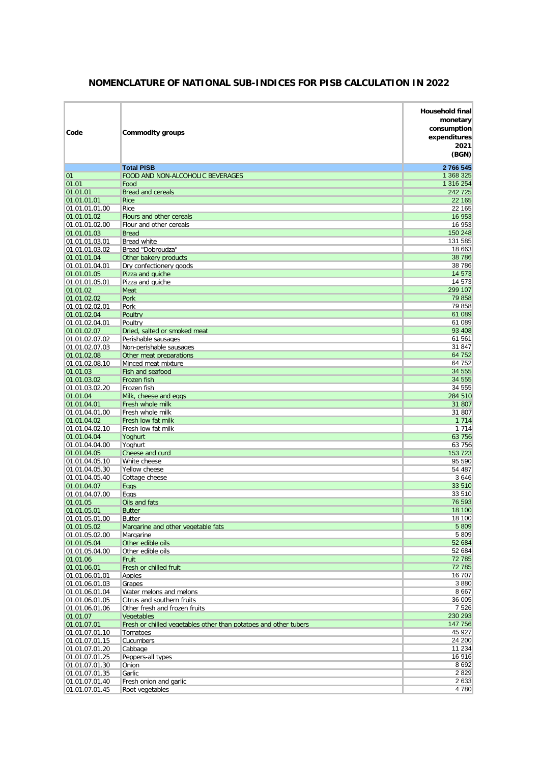## NOMENCLATURE OF NATIONAL SUB-INDICES FOR PISB CALCULATION IN 2022

| Code | Commodity groups | Household final monetary consumption expenditures 2021 (BGN) |
|---|---|---|
| | **Total PISB** | **2 766 545** |
| 01 | FOOD AND NON-ALCOHOLIC BEVERAGES | 1 368 325 |
| 01.01 | Food | 1 316 254 |
| 01.01.01 | Bread and cereals | 242 725 |
| 01.01.01.01 | Rice | 22 165 |
| 01.01.01.01.00 | Rice | 22 165 |
| 01.01.01.02 | Flours and other cereals | 16 953 |
| 01.01.01.02.00 | Flour and other cereals | 16 953 |
| 01.01.01.03 | Bread | 150 248 |
| 01.01.01.03.01 | Bread white | 131 585 |
| 01.01.01.03.02 | Bread "Dobroudza" | 18 663 |
| 01.01.01.04 | Other bakery products | 38 786 |
| 01.01.01.04.01 | Dry confectionery goods | 38 786 |
| 01.01.01.05 | Pizza and quiche | 14 573 |
| 01.01.01.05.01 | Pizza and quiche | 14 573 |
| 01.01.02 | Meat | 299 107 |
| 01.01.02.02 | Pork | 79 858 |
| 01.01.02.02.01 | Pork | 79 858 |
| 01.01.02.04 | Poultry | 61 089 |
| 01.01.02.04.01 | Poultry | 61 089 |
| 01.01.02.07 | Dried, salted or smoked meat | 93 408 |
| 01.01.02.07.02 | Perishable sausages | 61 561 |
| 01.01.02.07.03 | Non-perishable sausages | 31 847 |
| 01.01.02.08 | Other meat preparations | 64 752 |
| 01.01.02.08.10 | Minced meat mixture | 64 752 |
| 01.01.03 | Fish and seafood | 34 555 |
| 01.01.03.02 | Frozen fish | 34 555 |
| 01.01.03.02.20 | Frozen fish | 34 555 |
| 01.01.04 | Milk, cheese and eggs | 284 510 |
| 01.01.04.01 | Fresh whole milk | 31 807 |
| 01.01.04.01.00 | Fresh whole milk | 31 807 |
| 01.01.04.02 | Fresh low fat milk | 1 714 |
| 01.01.04.02.10 | Fresh low fat milk | 1 714 |
| 01.01.04.04 | Yoghurt | 63 756 |
| 01.01.04.04.00 | Yoghurt | 63 756 |
| 01.01.04.05 | Cheese and curd | 153 723 |
| 01.01.04.05.10 | White cheese | 95 590 |
| 01.01.04.05.30 | Yellow cheese | 54 487 |
| 01.01.04.05.40 | Cottage cheese | 3 646 |
| 01.01.04.07 | Eggs | 33 510 |
| 01.01.04.07.00 | Eggs | 33 510 |
| 01.01.05 | Oils and fats | 76 593 |
| 01.01.05.01 | Butter | 18 100 |
| 01.01.05.01.00 | Butter | 18 100 |
| 01.01.05.02 | Margarine and other vegetable fats | 5 809 |
| 01.01.05.02.00 | Margarine | 5 809 |
| 01.01.05.04 | Other edible oils | 52 684 |
| 01.01.05.04.00 | Other edible oils | 52 684 |
| 01.01.06 | Fruit | 72 785 |
| 01.01.06.01 | Fresh or chilled fruit | 72 785 |
| 01.01.06.01.01 | Apples | 16 707 |
| 01.01.06.01.03 | Grapes | 3 880 |
| 01.01.06.01.04 | Water melons and melons | 8 667 |
| 01.01.06.01.05 | Citrus and southern fruits | 36 005 |
| 01.01.06.01.06 | Other fresh and frozen fruits | 7 526 |
| 01.01.07 | Vegetables | 230 293 |
| 01.01.07.01 | Fresh or chilled vegetables other than potatoes and other tubers | 147 756 |
| 01.01.07.01.10 | Tomatoes | 45 927 |
| 01.01.07.01.15 | Cucumbers | 24 200 |
| 01.01.07.01.20 | Cabbage | 11 234 |
| 01.01.07.01.25 | Peppers-all types | 16 916 |
| 01.01.07.01.30 | Onion | 8 692 |
| 01.01.07.01.35 | Garlic | 2 829 |
| 01.01.07.01.40 | Fresh onion and garlic | 2 633 |
| 01.01.07.01.45 | Root vegetables | 4 780 |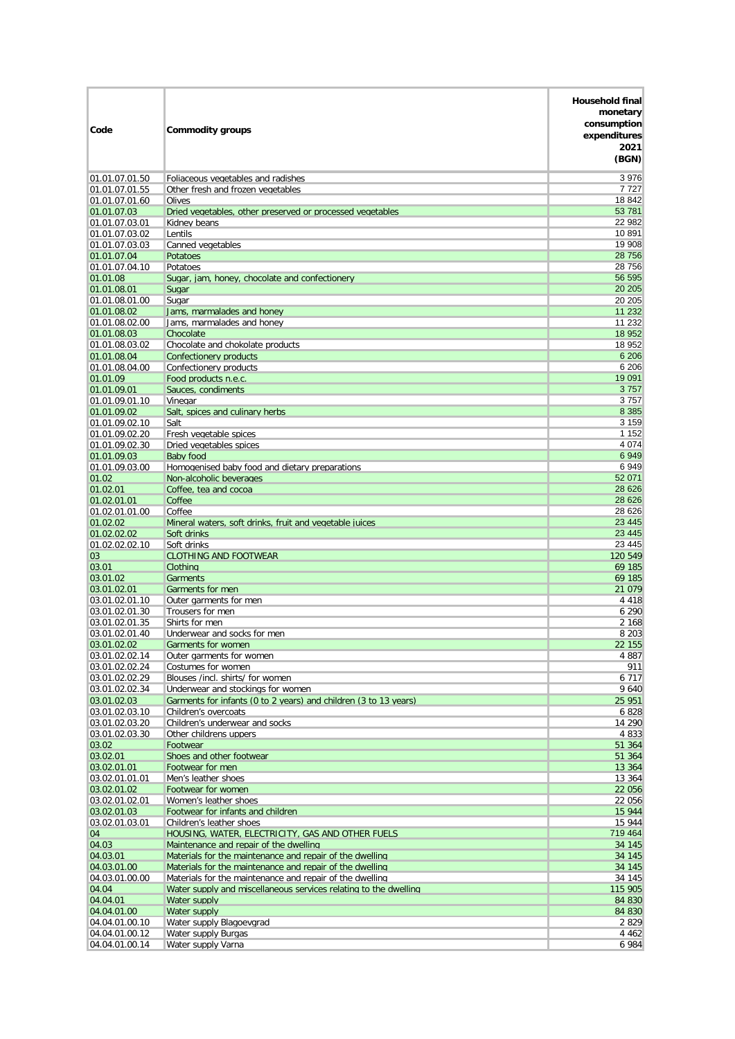| Code | Commodity groups | Household final monetary consumption expenditures 2021 (BGN) |
|---|---|---|
| 01.01.07.01.50 | Foliaceous vegetables and radishes | 3 976 |
| 01.01.07.01.55 | Other fresh and frozen vegetables | 7 727 |
| 01.01.07.01.60 | Olives | 18 842 |
| 01.01.07.03 | Dried vegetables, other preserved or processed vegetables | 53 781 |
| 01.01.07.03.01 | Kidney beans | 22 982 |
| 01.01.07.03.02 | Lentils | 10 891 |
| 01.01.07.03.03 | Canned vegetables | 19 908 |
| 01.01.07.04 | Potatoes | 28 756 |
| 01.01.07.04.10 | Potatoes | 28 756 |
| 01.01.08 | Sugar, jam, honey, chocolate and confectionery | 56 595 |
| 01.01.08.01 | Sugar | 20 205 |
| 01.01.08.01.00 | Sugar | 20 205 |
| 01.01.08.02 | Jams, marmalades and honey | 11 232 |
| 01.01.08.02.00 | Jams, marmalades and honey | 11 232 |
| 01.01.08.03 | Chocolate | 18 952 |
| 01.01.08.03.02 | Chocolate and chokolate products | 18 952 |
| 01.01.08.04 | Confectionery products | 6 206 |
| 01.01.08.04.00 | Confectionery products | 6 206 |
| 01.01.09 | Food products n.e.c. | 19 091 |
| 01.01.09.01 | Sauces, condiments | 3 757 |
| 01.01.09.01.10 | Vinegar | 3 757 |
| 01.01.09.02 | Salt, spices and culinary herbs | 8 385 |
| 01.01.09.02.10 | Salt | 3 159 |
| 01.01.09.02.20 | Fresh vegetable spices | 1 152 |
| 01.01.09.02.30 | Dried vegetables spices | 4 074 |
| 01.01.09.03 | Baby food | 6 949 |
| 01.01.09.03.00 | Homogenised baby food and dietary preparations | 6 949 |
| 01.02 | Non-alcoholic beverages | 52 071 |
| 01.02.01 | Coffee, tea and cocoa | 28 626 |
| 01.02.01.01 | Coffee | 28 626 |
| 01.02.01.01.00 | Coffee | 28 626 |
| 01.02.02 | Mineral waters, soft drinks, fruit and vegetable juices | 23 445 |
| 01.02.02.02 | Soft drinks | 23 445 |
| 01.02.02.02.10 | Soft drinks | 23 445 |
| 03 | CLOTHING AND FOOTWEAR | 120 549 |
| 03.01 | Clothing | 69 185 |
| 03.01.02 | Garments | 69 185 |
| 03.01.02.01 | Garments for men | 21 079 |
| 03.01.02.01.10 | Outer garments for men | 4 418 |
| 03.01.02.01.30 | Trousers for men | 6 290 |
| 03.01.02.01.35 | Shirts for men | 2 168 |
| 03.01.02.01.40 | Underwear and socks for men | 8 203 |
| 03.01.02.02 | Garments for women | 22 155 |
| 03.01.02.02.14 | Outer garments for women | 4 887 |
| 03.01.02.02.24 | Costumes for women | 911 |
| 03.01.02.02.29 | Blouses /incl. shirts/ for women | 6 717 |
| 03.01.02.02.34 | Underwear and stockings for women | 9 640 |
| 03.01.02.03 | Garments for infants (0 to 2 years) and children (3 to 13 years) | 25 951 |
| 03.01.02.03.10 | Children's overcoats | 6 828 |
| 03.01.02.03.20 | Children's underwear and socks | 14 290 |
| 03.01.02.03.30 | Other childrens uppers | 4 833 |
| 03.02 | Footwear | 51 364 |
| 03.02.01 | Shoes and other footwear | 51 364 |
| 03.02.01.01 | Footwear for men | 13 364 |
| 03.02.01.01.01 | Men's leather shoes | 13 364 |
| 03.02.01.02 | Footwear for women | 22 056 |
| 03.02.01.02.01 | Women's leather shoes | 22 056 |
| 03.02.01.03 | Footwear for infants and children | 15 944 |
| 03.02.01.03.01 | Children's leather shoes | 15 944 |
| 04 | HOUSING, WATER, ELECTRICITY, GAS AND OTHER FUELS | 719 464 |
| 04.03 | Maintenance and repair of the dwelling | 34 145 |
| 04.03.01 | Materials for the maintenance and repair of the dwelling | 34 145 |
| 04.03.01.00 | Materials for the maintenance and repair of the dwelling | 34 145 |
| 04.03.01.00.00 | Materials for the maintenance and repair of the dwelling | 34 145 |
| 04.04 | Water supply and miscellaneous services relating to the dwelling | 115 905 |
| 04.04.01 | Water supply | 84 830 |
| 04.04.01.00 | Water supply | 84 830 |
| 04.04.01.00.10 | Water supply Blagoevgrad | 2 829 |
| 04.04.01.00.12 | Water supply Burgas | 4 462 |
| 04.04.01.00.14 | Water supply Varna | 6 984 |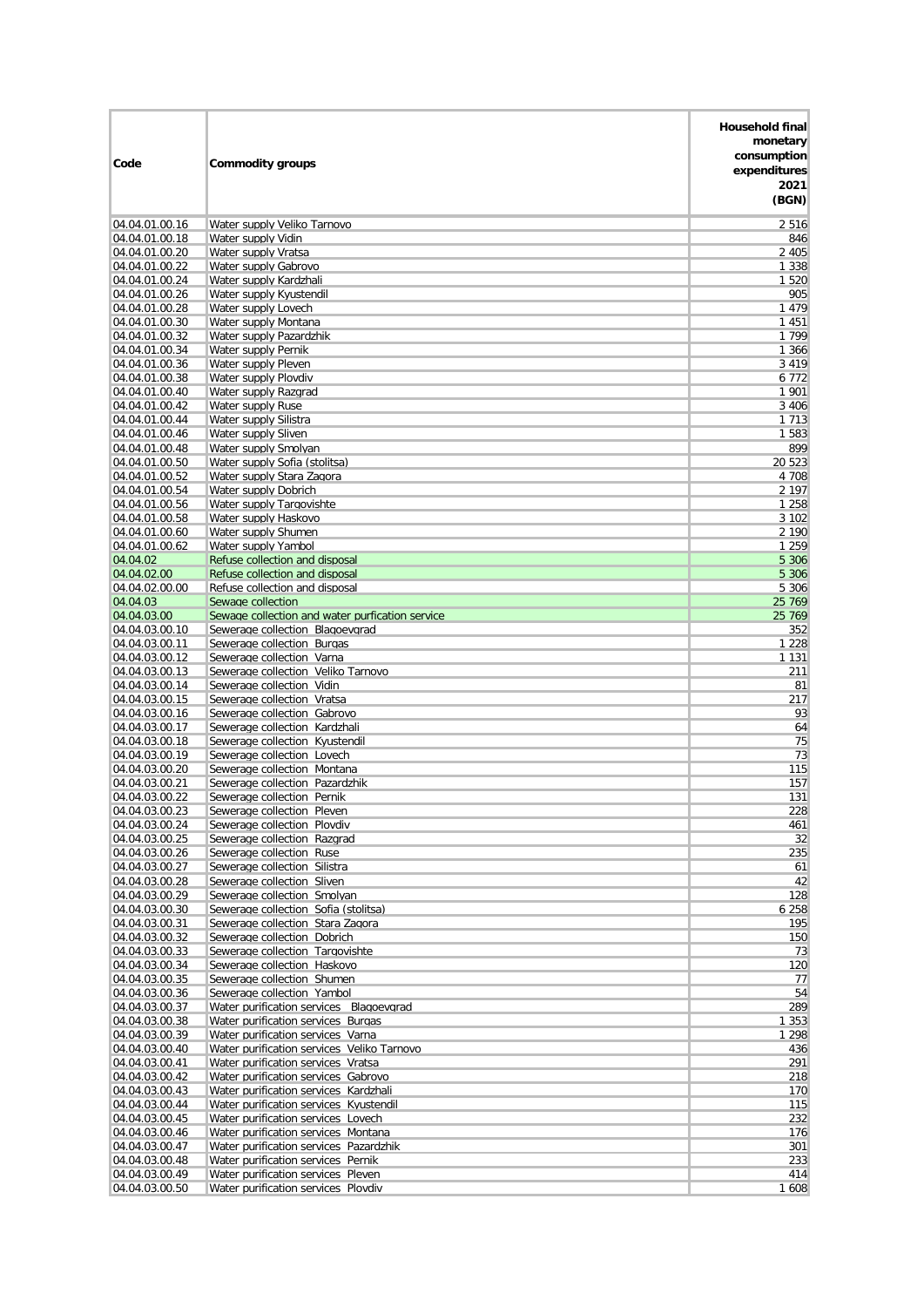| Code | Commodity groups | Household final monetary consumption expenditures 2021 (BGN) |
|---|---|---|
| 04.04.01.00.16 | Water supply Veliko Tarnovo | 2 516 |
| 04.04.01.00.18 | Water supply Vidin | 846 |
| 04.04.01.00.20 | Water supply Vratsa | 2 405 |
| 04.04.01.00.22 | Water supply Gabrovo | 1 338 |
| 04.04.01.00.24 | Water supply Kardzhali | 1 520 |
| 04.04.01.00.26 | Water supply Kyustendil | 905 |
| 04.04.01.00.28 | Water supply Lovech | 1 479 |
| 04.04.01.00.30 | Water supply Montana | 1 451 |
| 04.04.01.00.32 | Water supply Pazardzhik | 1 799 |
| 04.04.01.00.34 | Water supply Pernik | 1 366 |
| 04.04.01.00.36 | Water supply Pleven | 3 419 |
| 04.04.01.00.38 | Water supply Plovdiv | 6 772 |
| 04.04.01.00.40 | Water supply Razgrad | 1 901 |
| 04.04.01.00.42 | Water supply Ruse | 3 406 |
| 04.04.01.00.44 | Water supply Silistra | 1 713 |
| 04.04.01.00.46 | Water supply Sliven | 1 583 |
| 04.04.01.00.48 | Water supply Smolyan | 899 |
| 04.04.01.00.50 | Water supply Sofia (stolitsa) | 20 523 |
| 04.04.01.00.52 | Water supply Stara Zagora | 4 708 |
| 04.04.01.00.54 | Water supply Dobrich | 2 197 |
| 04.04.01.00.56 | Water supply Targovishte | 1 258 |
| 04.04.01.00.58 | Water supply Haskovo | 3 102 |
| 04.04.01.00.60 | Water supply Shumen | 2 190 |
| 04.04.01.00.62 | Water supply Yambol | 1 259 |
| 04.04.02 | Refuse collection and disposal | 5 306 |
| 04.04.02.00 | Refuse collection and disposal | 5 306 |
| 04.04.02.00.00 | Refuse collection and disposal | 5 306 |
| 04.04.03 | Sewage collection | 25 769 |
| 04.04.03.00 | Sewage collection and water purfication service | 25 769 |
| 04.04.03.00.10 | Sewerage collection Blagoevgrad | 352 |
| 04.04.03.00.11 | Sewerage collection Burgas | 1 228 |
| 04.04.03.00.12 | Sewerage collection Varna | 1 131 |
| 04.04.03.00.13 | Sewerage collection Veliko Tarnovo | 211 |
| 04.04.03.00.14 | Sewerage collection Vidin | 81 |
| 04.04.03.00.15 | Sewerage collection Vratsa | 217 |
| 04.04.03.00.16 | Sewerage collection Gabrovo | 93 |
| 04.04.03.00.17 | Sewerage collection Kardzhali | 64 |
| 04.04.03.00.18 | Sewerage collection Kyustendil | 75 |
| 04.04.03.00.19 | Sewerage collection Lovech | 73 |
| 04.04.03.00.20 | Sewerage collection Montana | 115 |
| 04.04.03.00.21 | Sewerage collection Pazardzhik | 157 |
| 04.04.03.00.22 | Sewerage collection Pernik | 131 |
| 04.04.03.00.23 | Sewerage collection Pleven | 228 |
| 04.04.03.00.24 | Sewerage collection Plovdiv | 461 |
| 04.04.03.00.25 | Sewerage collection Razgrad | 32 |
| 04.04.03.00.26 | Sewerage collection Ruse | 235 |
| 04.04.03.00.27 | Sewerage collection Silistra | 61 |
| 04.04.03.00.28 | Sewerage collection Sliven | 42 |
| 04.04.03.00.29 | Sewerage collection Smolyan | 128 |
| 04.04.03.00.30 | Sewerage collection Sofia (stolitsa) | 6 258 |
| 04.04.03.00.31 | Sewerage collection Stara Zagora | 195 |
| 04.04.03.00.32 | Sewerage collection Dobrich | 150 |
| 04.04.03.00.33 | Sewerage collection Targovishte | 73 |
| 04.04.03.00.34 | Sewerage collection Haskovo | 120 |
| 04.04.03.00.35 | Sewerage collection Shumen | 77 |
| 04.04.03.00.36 | Sewerage collection Yambol | 54 |
| 04.04.03.00.37 | Water purification services Blagoevgrad | 289 |
| 04.04.03.00.38 | Water purification services Burgas | 1 353 |
| 04.04.03.00.39 | Water purification services Varna | 1 298 |
| 04.04.03.00.40 | Water purification services Veliko Tarnovo | 436 |
| 04.04.03.00.41 | Water purification services Vratsa | 291 |
| 04.04.03.00.42 | Water purification services Gabrovo | 218 |
| 04.04.03.00.43 | Water purification services Kardzhali | 170 |
| 04.04.03.00.44 | Water purification services Kyustendil | 115 |
| 04.04.03.00.45 | Water purification services Lovech | 232 |
| 04.04.03.00.46 | Water purification services Montana | 176 |
| 04.04.03.00.47 | Water purification services Pazardzhik | 301 |
| 04.04.03.00.48 | Water purification services Pernik | 233 |
| 04.04.03.00.49 | Water purification services Pleven | 414 |
| 04.04.03.00.50 | Water purification services Plovdiv | 1 608 |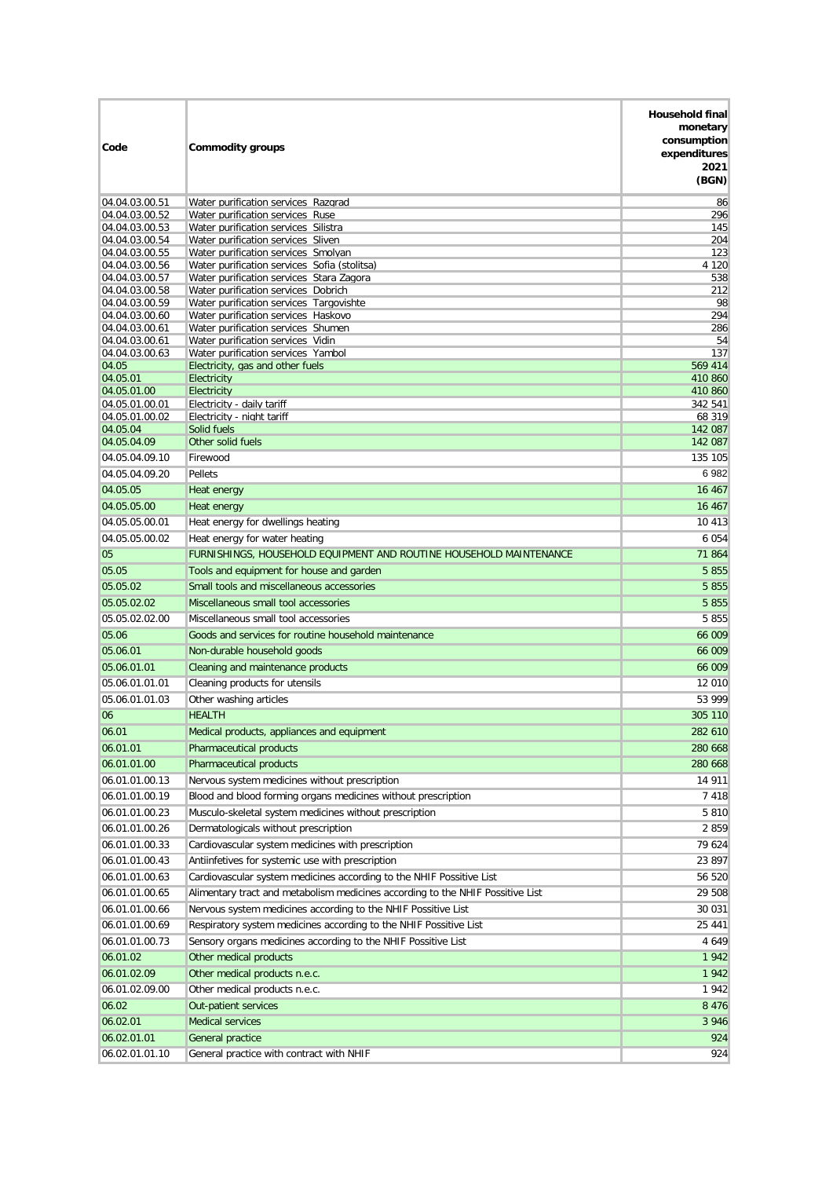| Code | Commodity groups | Household final monetary consumption expenditures 2021 (BGN) |
|---|---|---|
| 04.04.03.00.51 | Water purification services Razgrad | 86 |
| 04.04.03.00.52 | Water purification services Ruse | 296 |
| 04.04.03.00.53 | Water purification services Silistra | 145 |
| 04.04.03.00.54 | Water purification services Sliven | 204 |
| 04.04.03.00.55 | Water purification services Smolyan | 123 |
| 04.04.03.00.56 | Water purification services Sofia (stolitsa) | 4 120 |
| 04.04.03.00.57 | Water purification services Stara Zagora | 538 |
| 04.04.03.00.58 | Water purification services Dobrich | 212 |
| 04.04.03.00.59 | Water purification services Targovishte | 98 |
| 04.04.03.00.60 | Water purification services Haskovo | 294 |
| 04.04.03.00.61 | Water purification services Shumen | 286 |
| 04.04.03.00.61 | Water purification services Vidin | 54 |
| 04.04.03.00.63 | Water purification services Yambol | 137 |
| 04.05 | Electricity, gas and other fuels | 569 414 |
| 04.05.01 | Electricity | 410 860 |
| 04.05.01.00 | Electricity | 410 860 |
| 04.05.01.00.01 | Electricity - daily tariff | 342 541 |
| 04.05.01.00.02 | Electricity - night tariff | 68 319 |
| 04.05.04 | Solid fuels | 142 087 |
| 04.05.04.09 | Other solid fuels | 142 087 |
| 04.05.04.09.10 | Firewood | 135 105 |
| 04.05.04.09.20 | Pellets | 6 982 |
| 04.05.05 | Heat energy | 16 467 |
| 04.05.05.00 | Heat energy | 16 467 |
| 04.05.05.00.01 | Heat energy for dwellings heating | 10 413 |
| 04.05.05.00.02 | Heat energy for water heating | 6 054 |
| 05 | FURNISHINGS, HOUSEHOLD EQUIPMENT AND ROUTINE HOUSEHOLD MAINTENANCE | 71 864 |
| 05.05 | Tools and equipment for house and garden | 5 855 |
| 05.05.02 | Small tools and miscellaneous accessories | 5 855 |
| 05.05.02.02 | Miscellaneous small tool accessories | 5 855 |
| 05.05.02.02.00 | Miscellaneous small tool accessories | 5 855 |
| 05.06 | Goods and services for routine household maintenance | 66 009 |
| 05.06.01 | Non-durable household goods | 66 009 |
| 05.06.01.01 | Cleaning and maintenance products | 66 009 |
| 05.06.01.01.01 | Cleaning products for utensils | 12 010 |
| 05.06.01.01.03 | Other washing articles | 53 999 |
| 06 | HEALTH | 305 110 |
| 06.01 | Medical products, appliances and equipment | 282 610 |
| 06.01.01 | Pharmaceutical products | 280 668 |
| 06.01.01.00 | Pharmaceutical products | 280 668 |
| 06.01.01.00.13 | Nervous system medicines without prescription | 14 911 |
| 06.01.01.00.19 | Blood and blood forming organs medicines without prescription | 7 418 |
| 06.01.01.00.23 | Musculo-skeletal system medicines without prescription | 5 810 |
| 06.01.01.00.26 | Dermatologicals without prescription | 2 859 |
| 06.01.01.00.33 | Cardiovascular system medicines with prescription | 79 624 |
| 06.01.01.00.43 | Antiinfetives for systemic use with prescription | 23 897 |
| 06.01.01.00.63 | Cardiovascular system medicines according to the NHIF Possitive List | 56 520 |
| 06.01.01.00.65 | Alimentary tract and metabolism medicines according to the NHIF Possitive List | 29 508 |
| 06.01.01.00.66 | Nervous system medicines according to the NHIF Possitive List | 30 031 |
| 06.01.01.00.69 | Respiratory system medicines according to the NHIF Possitive List | 25 441 |
| 06.01.01.00.73 | Sensory organs medicines according to the NHIF Possitive List | 4 649 |
| 06.01.02 | Other medical products | 1 942 |
| 06.01.02.09 | Other medical products n.e.c. | 1 942 |
| 06.01.02.09.00 | Other medical products n.e.c. | 1 942 |
| 06.02 | Out-patient services | 8 476 |
| 06.02.01 | Medical services | 3 946 |
| 06.02.01.01 | General practice | 924 |
| 06.02.01.01.10 | General practice with contract with NHIF | 924 |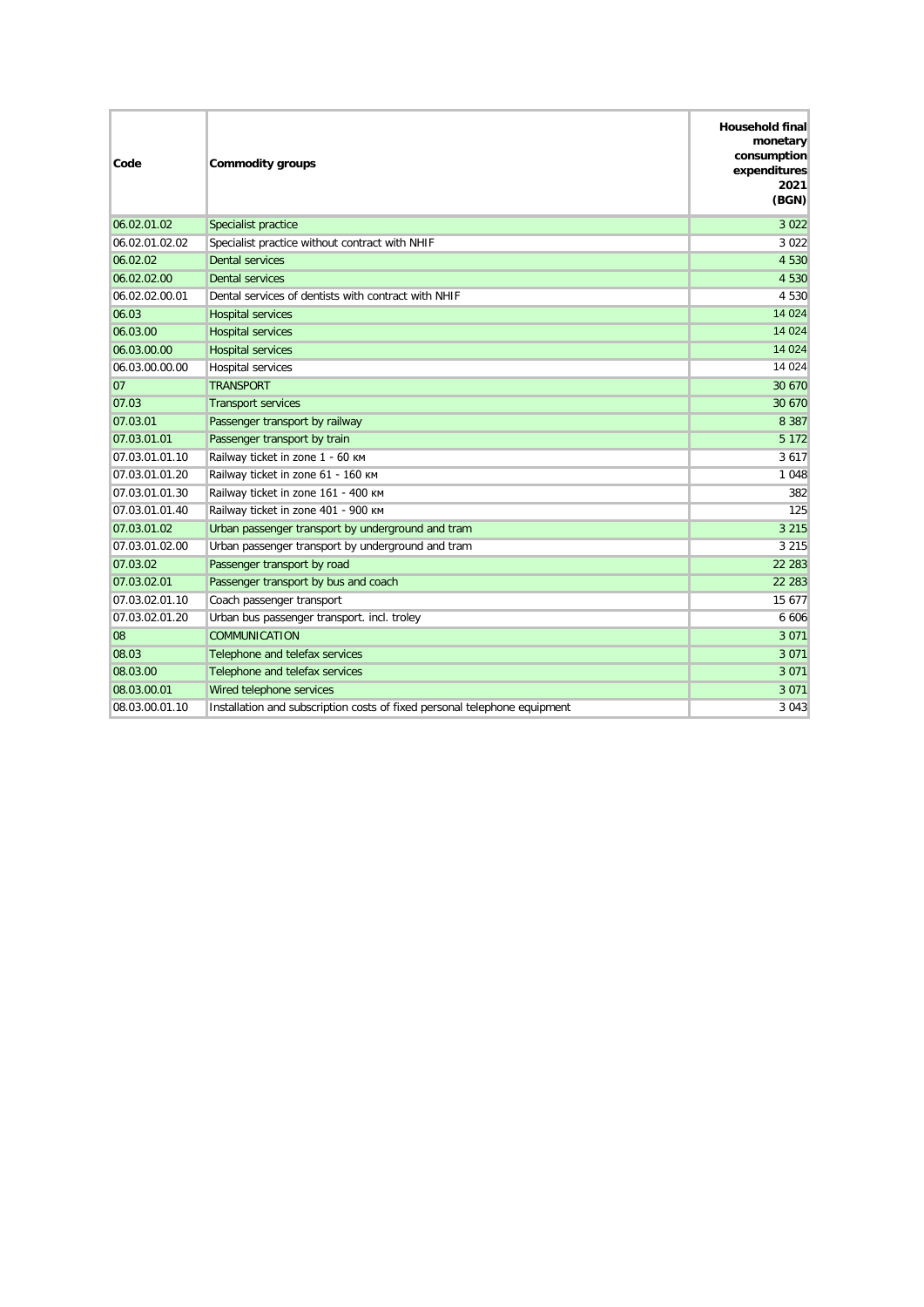| Code | Commodity groups | Household final monetary consumption expenditures 2021 (BGN) |
|---|---|---|
| 06.02.01.02 | Specialist practice | 3 022 |
| 06.02.01.02.02 | Specialist practice without contract with NHIF | 3 022 |
| 06.02.02 | Dental services | 4 530 |
| 06.02.02.00 | Dental services | 4 530 |
| 06.02.02.00.01 | Dental services of dentists with contract with NHIF | 4 530 |
| 06.03 | Hospital services | 14 024 |
| 06.03.00 | Hospital services | 14 024 |
| 06.03.00.00 | Hospital services | 14 024 |
| 06.03.00.00.00 | Hospital services | 14 024 |
| 07 | TRANSPORT | 30 670 |
| 07.03 | Transport services | 30 670 |
| 07.03.01 | Passenger transport by railway | 8 387 |
| 07.03.01.01 | Passenger transport by train | 5 172 |
| 07.03.01.01.10 | Railway ticket in zone 1 - 60 км | 3 617 |
| 07.03.01.01.20 | Railway ticket in zone 61 - 160 км | 1 048 |
| 07.03.01.01.30 | Railway ticket in zone 161 - 400 км | 382 |
| 07.03.01.01.40 | Railway ticket in zone 401 - 900 км | 125 |
| 07.03.01.02 | Urban passenger transport by underground and tram | 3 215 |
| 07.03.01.02.00 | Urban passenger transport by underground and tram | 3 215 |
| 07.03.02 | Passenger transport by road | 22 283 |
| 07.03.02.01 | Passenger transport by bus and coach | 22 283 |
| 07.03.02.01.10 | Coach passenger transport | 15 677 |
| 07.03.02.01.20 | Urban bus passenger transport. incl. troley | 6 606 |
| 08 | COMMUNICATION | 3 071 |
| 08.03 | Telephone and telefax services | 3 071 |
| 08.03.00 | Telephone and telefax services | 3 071 |
| 08.03.00.01 | Wired telephone services | 3 071 |
| 08.03.00.01.10 | Installation and subscription costs of fixed personal telephone equipment | 3 043 |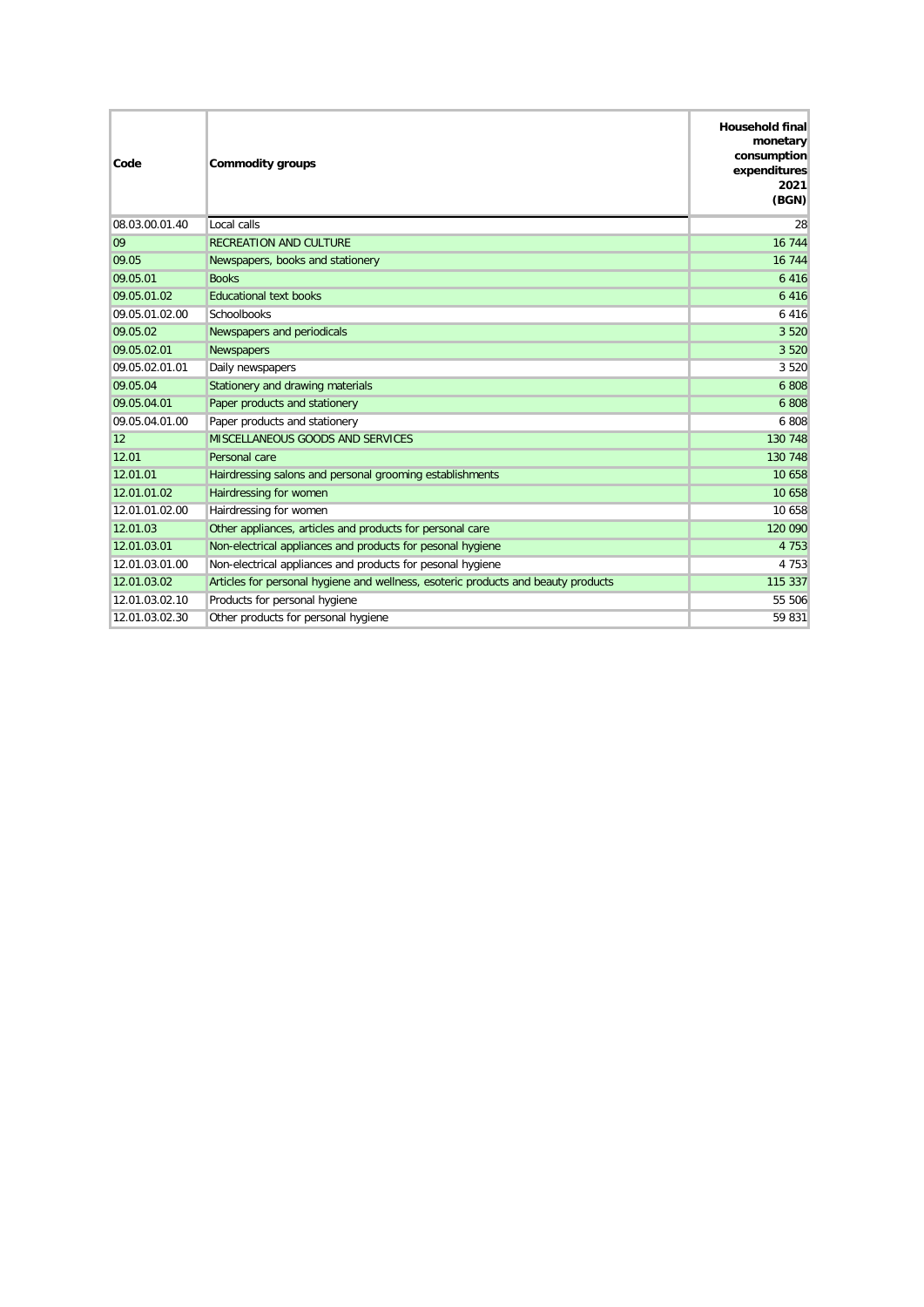| Code | Commodity groups | Household final monetary consumption expenditures 2021 (BGN) |
|---|---|---|
| 08.03.00.01.40 | Local calls | 28 |
| 09 | RECREATION AND CULTURE | 16 744 |
| 09.05 | Newspapers, books and stationery | 16 744 |
| 09.05.01 | Books | 6 416 |
| 09.05.01.02 | Educational text books | 6 416 |
| 09.05.01.02.00 | Schoolbooks | 6 416 |
| 09.05.02 | Newspapers and periodicals | 3 520 |
| 09.05.02.01 | Newspapers | 3 520 |
| 09.05.02.01.01 | Daily newspapers | 3 520 |
| 09.05.04 | Stationery and drawing materials | 6 808 |
| 09.05.04.01 | Paper products and stationery | 6 808 |
| 09.05.04.01.00 | Paper products and stationery | 6 808 |
| 12 | MISCELLANEOUS GOODS AND SERVICES | 130 748 |
| 12.01 | Personal care | 130 748 |
| 12.01.01 | Hairdressing salons and personal grooming establishments | 10 658 |
| 12.01.01.02 | Hairdressing for women | 10 658 |
| 12.01.01.02.00 | Hairdressing for women | 10 658 |
| 12.01.03 | Other appliances, articles and products for personal care | 120 090 |
| 12.01.03.01 | Non-electrical appliances and products for pesonal hygiene | 4 753 |
| 12.01.03.01.00 | Non-electrical appliances and products for pesonal hygiene | 4 753 |
| 12.01.03.02 | Articles for personal hygiene and wellness, esoteric products and beauty products | 115 337 |
| 12.01.03.02.10 | Products for personal hygiene | 55 506 |
| 12.01.03.02.30 | Other products for personal hygiene | 59 831 |